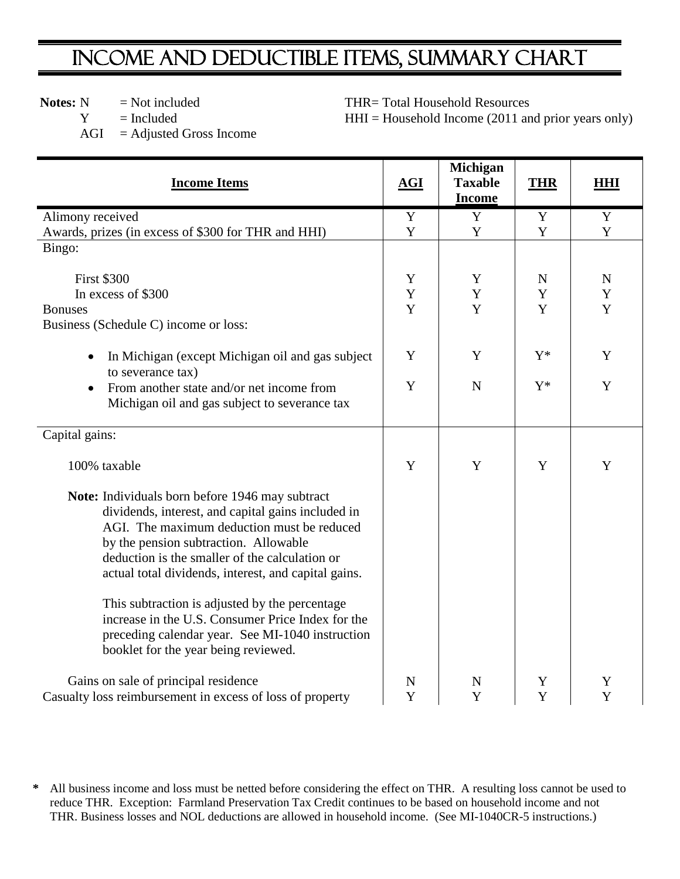# INCOME AND DEDUCTIBLE ITEMS, SUMMARY CHART

**Notes:** N = Not included
Y = Included
AGI = Adjusted Gross Income

THR= Total Household Resources
HHI = Household Income (2011 and prior years only)

| Income Items | AGI | Michigan Taxable Income | THR | HHI |
|---|---|---|---|---|
| Alimony received | Y | Y | Y | Y |
| Awards, prizes (in excess of $300 for THR and HHI) | Y | Y | Y | Y |
| Bingo: | | | | |
| First $300 | Y | Y | N | N |
| In excess of $300 | Y | Y | Y | Y |
| Bonuses | Y | Y | Y | Y |
| Business (Schedule C) income or loss: | | | | |
| • In Michigan (except Michigan oil and gas subject to severance tax) | Y | Y | Y* | Y |
| • From another state and/or net income from Michigan oil and gas subject to severance tax | Y | N | Y* | Y |
| Capital gains: | | | | |
| 100% taxable | Y | Y | Y | Y |
| **Note:** Individuals born before 1946 may subtract dividends, interest, and capital gains included in AGI. The maximum deduction must be reduced by the pension subtraction. Allowable deduction is the smaller of the calculation or actual total dividends, interest, and capital gains. This subtraction is adjusted by the percentage increase in the U.S. Consumer Price Index for the preceding calendar year. See MI-1040 instruction booklet for the year being reviewed. | | | | |
| Gains on sale of principal residence | N | N | Y | Y |
| Casualty loss reimbursement in excess of loss of property | Y | Y | Y | Y |

\* All business income and loss must be netted before considering the effect on THR. A resulting loss cannot be used to reduce THR. Exception: Farmland Preservation Tax Credit continues to be based on household income and not THR. Business losses and NOL deductions are allowed in household income. (See MI-1040CR-5 instructions.)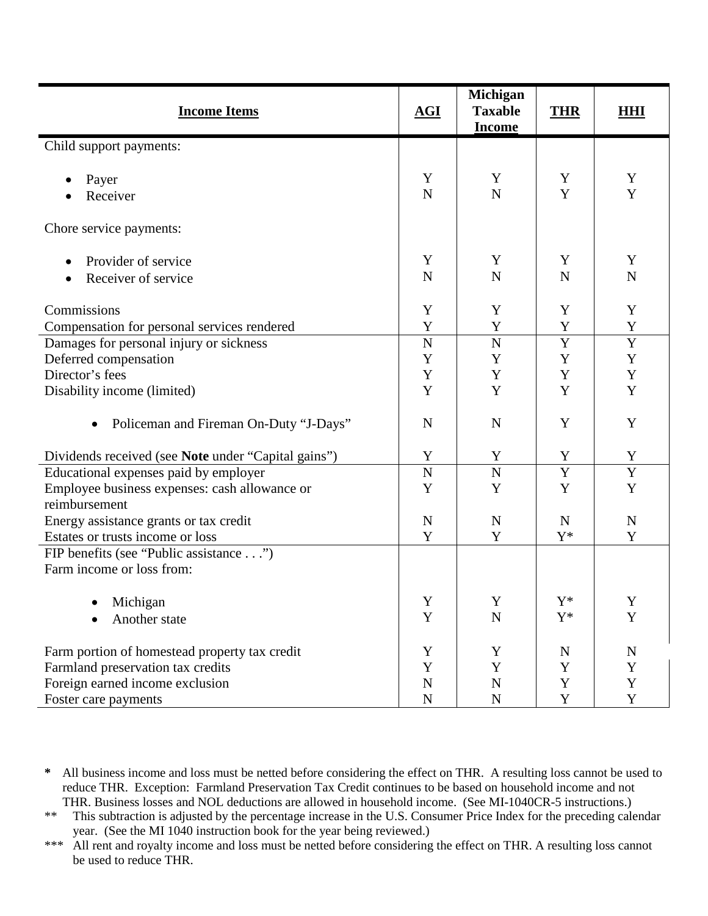| **Income Items** | **AGI** | **Michigan Taxable Income** | **THR** | **HHI** |
|---|---|---|---|---|
| Child support payments: | | | | |
| • Payer | Y | Y | Y | Y |
| • Receiver | N | N | Y | Y |
| Chore service payments: | | | | |
| • Provider of service | Y | Y | Y | Y |
| • Receiver of service | N | N | N | N |
| Commissions | Y | Y | Y | Y |
| Compensation for personal services rendered | Y | Y | Y | Y |
| Damages for personal injury or sickness | N | N | Y | Y |
| Deferred compensation | Y | Y | Y | Y |
| Director's fees | Y | Y | Y | Y |
| Disability income (limited) | Y | Y | Y | Y |
| • Policeman and Fireman On-Duty "J-Days" | N | N | Y | Y |
| Dividends received (see **Note** under "Capital gains") | Y | Y | Y | Y |
| Educational expenses paid by employer | N | N | Y | Y |
| Employee business expenses: cash allowance or reimbursement | Y | Y | Y | Y |
| Energy assistance grants or tax credit | N | N | N | N |
| Estates or trusts income or loss | Y | Y | Y* | Y |
| FIP benefits (see "Public assistance . . .") | | | | |
| Farm income or loss from: | | | | |
| • Michigan | Y | Y | Y* | Y |
| • Another state | Y | N | Y* | Y |
| Farm portion of homestead property tax credit | Y | Y | N | N |
| Farmland preservation tax credits | Y | Y | Y | Y |
| Foreign earned income exclusion | N | N | Y | Y |
| Foster care payments | N | N | Y | Y |

\* All business income and loss must be netted before considering the effect on THR. A resulting loss cannot be used to reduce THR. Exception: Farmland Preservation Tax Credit continues to be based on household income and not THR. Business losses and NOL deductions are allowed in household income. (See MI-1040CR-5 instructions.)

\*\* This subtraction is adjusted by the percentage increase in the U.S. Consumer Price Index for the preceding calendar year. (See the MI 1040 instruction book for the year being reviewed.)

\*\*\* All rent and royalty income and loss must be netted before considering the effect on THR. A resulting loss cannot be used to reduce THR.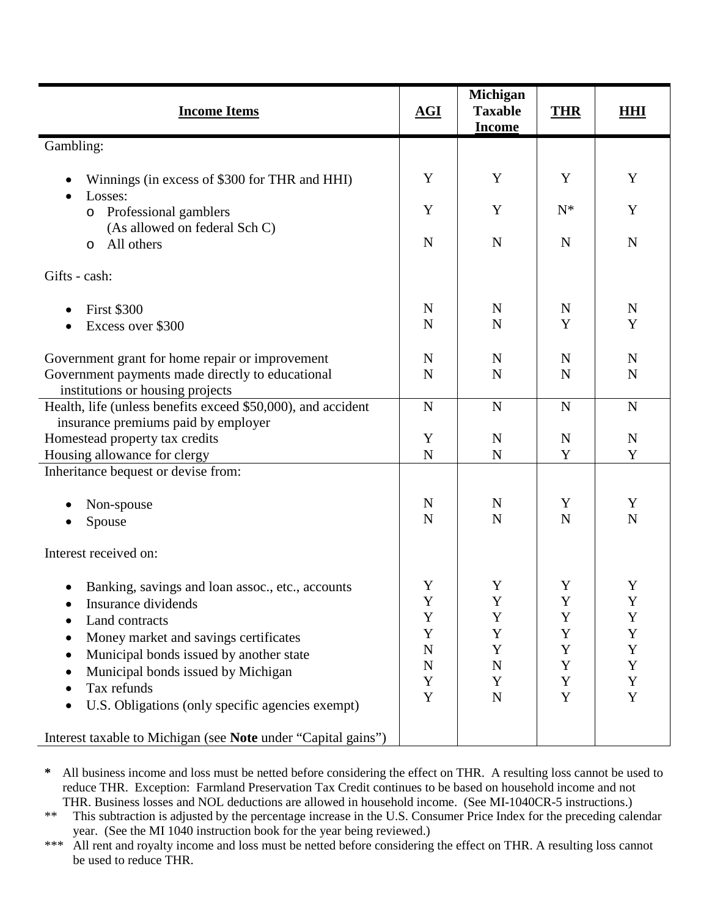| Income Items | AGI | Michigan Taxable Income | THR | HHI |
|---|---|---|---|---|
| Gambling: | | | | |
| • Winnings (in excess of $300 for THR and HHI) | Y | Y | Y | Y |
| • Losses: | | | | |
| o Professional gamblers (As allowed on federal Sch C) | Y | Y | N* | Y |
| o All others | N | N | N | N |
| Gifts - cash: | | | | |
| • First $300 | N | N | N | N |
| • Excess over $300 | N | N | Y | Y |
| Government grant for home repair or improvement | N | N | N | N |
| Government payments made directly to educational institutions or housing projects | N | N | N | N |
| Health, life (unless benefits exceed $50,000), and accident insurance premiums paid by employer | N | N | N | N |
| Homestead property tax credits | Y | N | N | N |
| Housing allowance for clergy | N | N | Y | Y |
| Inheritance bequest or devise from: | | | | |
| • Non-spouse | N | N | Y | Y |
| • Spouse | N | N | N | N |
| Interest received on: | | | | |
| • Banking, savings and loan assoc., etc., accounts | Y | Y | Y | Y |
| • Insurance dividends | Y | Y | Y | Y |
| • Land contracts | Y | Y | Y | Y |
| • Money market and savings certificates | Y | Y | Y | Y |
| • Municipal bonds issued by another state | N | Y | Y | Y |
| • Municipal bonds issued by Michigan | N | N | Y | Y |
| • Tax refunds | Y | Y | Y | Y |
| • U.S. Obligations (only specific agencies exempt) | Y | N | Y | Y |
| Interest taxable to Michigan (see **Note** under "Capital gains") | | | | |

**\*** All business income and loss must be netted before considering the effect on THR. A resulting loss cannot be used to reduce THR. Exception: Farmland Preservation Tax Credit continues to be based on household income and not THR. Business losses and NOL deductions are allowed in household income. (See MI-1040CR-5 instructions.)

** This subtraction is adjusted by the percentage increase in the U.S. Consumer Price Index for the preceding calendar year. (See the MI 1040 instruction book for the year being reviewed.)

*** All rent and royalty income and loss must be netted before considering the effect on THR. A resulting loss cannot be used to reduce THR.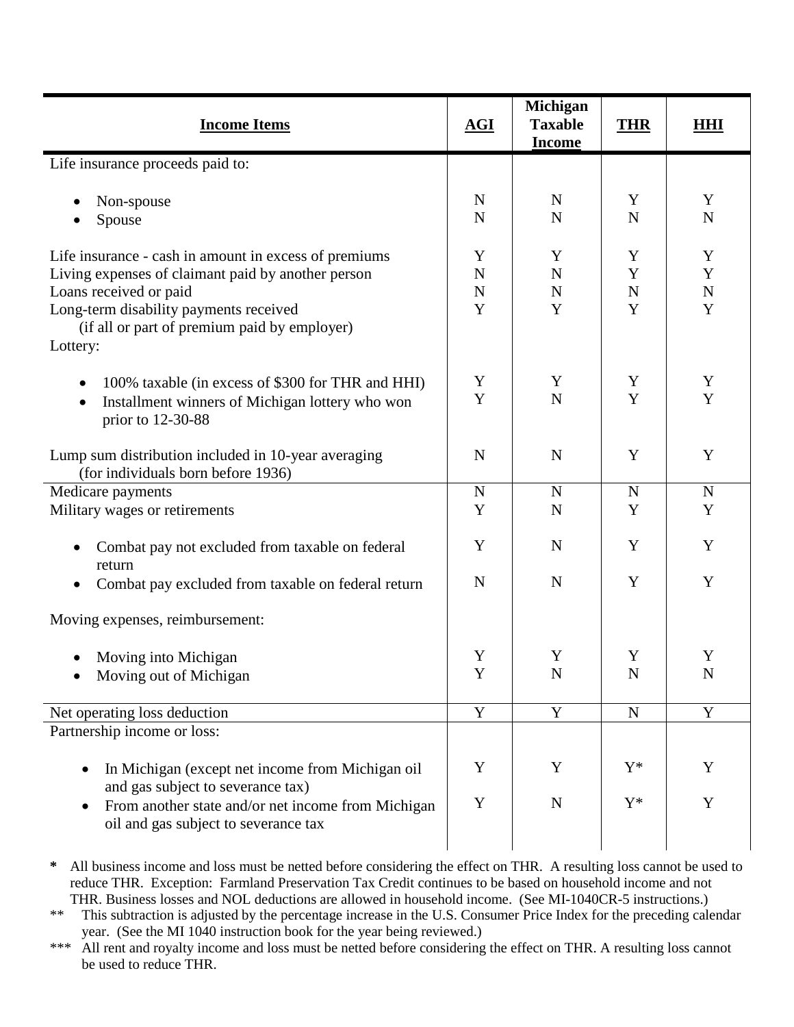| **Income Items** | **AGI** | **Michigan Taxable Income** | **THR** | **HHI** |
|---|---|---|---|---|
| Life insurance proceeds paid to: | | | | |
| • Non-spouse | N | N | Y | Y |
| • Spouse | N | N | N | N |
| Life insurance - cash in amount in excess of premiums | Y | Y | Y | Y |
| Living expenses of claimant paid by another person | N | N | Y | Y |
| Loans received or paid | N | N | N | N |
| Long-term disability payments received (if all or part of premium paid by employer) | Y | Y | Y | Y |
| Lottery: | | | | |
| • 100% taxable (in excess of $300 for THR and HHI) | Y | Y | Y | Y |
| • Installment winners of Michigan lottery who won prior to 12-30-88 | Y | N | Y | Y |
| Lump sum distribution included in 10-year averaging (for individuals born before 1936) | N | N | Y | Y |
| Medicare payments | N | N | N | N |
| Military wages or retirements | Y | N | Y | Y |
| • Combat pay not excluded from taxable on federal return | Y | N | Y | Y |
| • Combat pay excluded from taxable on federal return | N | N | Y | Y |
| Moving expenses, reimbursement: | | | | |
| • Moving into Michigan | Y | Y | Y | Y |
| • Moving out of Michigan | Y | N | N | N |
| Net operating loss deduction | Y | Y | N | Y |
| Partnership income or loss: | | | | |
| • In Michigan (except net income from Michigan oil and gas subject to severance tax) | Y | Y | Y* | Y |
| • From another state and/or net income from Michigan oil and gas subject to severance tax | Y | N | Y* | Y |

\* All business income and loss must be netted before considering the effect on THR. A resulting loss cannot be used to reduce THR. Exception: Farmland Preservation Tax Credit continues to be based on household income and not THR. Business losses and NOL deductions are allowed in household income. (See MI-1040CR-5 instructions.)

\*\* This subtraction is adjusted by the percentage increase in the U.S. Consumer Price Index for the preceding calendar year. (See the MI 1040 instruction book for the year being reviewed.)

\*\*\* All rent and royalty income and loss must be netted before considering the effect on THR. A resulting loss cannot be used to reduce THR.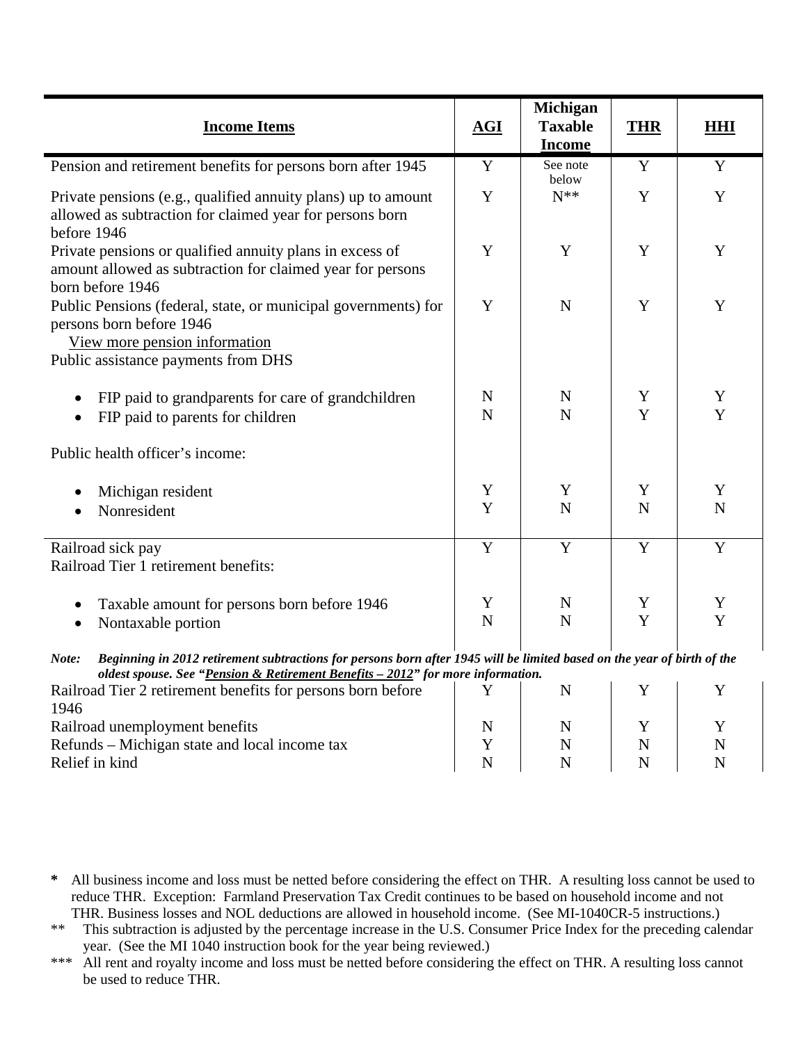| Income Items | AGI | Michigan Taxable Income | THR | HHI |
|---|---|---|---|---|
| Pension and retirement benefits for persons born after 1945 | Y | See note below | Y | Y |
| Private pensions (e.g., qualified annuity plans) up to amount allowed as subtraction for claimed year for persons born before 1946 | Y | N** | Y | Y |
| Private pensions or qualified annuity plans in excess of amount allowed as subtraction for claimed year for persons born before 1946 | Y | Y | Y | Y |
| Public Pensions (federal, state, or municipal governments) for persons born before 1946 View more pension information | Y | N | Y | Y |
| Public assistance payments from DHS | | | | |
| • FIP paid to grandparents for care of grandchildren | N | N | Y | Y |
| • FIP paid to parents for children | N | N | Y | Y |
| Public health officer's income: | | | | |
| • Michigan resident | Y | Y | Y | Y |
| • Nonresident | Y | N | N | N |
| Railroad sick pay | Y | Y | Y | Y |
| Railroad Tier 1 retirement benefits: | | | | |
| • Taxable amount for persons born before 1946 | Y | N | Y | Y |
| • Nontaxable portion | N | N | Y | Y |
| Railroad Tier 2 retirement benefits for persons born before 1946 | Y | N | Y | Y |
| Railroad unemployment benefits | N | N | Y | Y |
| Refunds – Michigan state and local income tax | Y | N | N | N |
| Relief in kind | N | N | N | N |

***Note:*** ***Beginning in 2012 retirement subtractions for persons born after 1945 will be limited based on the year of birth of the oldest spouse. See "Pension & Retirement Benefits – 2012" for more information.***

\* All business income and loss must be netted before considering the effect on THR. A resulting loss cannot be used to reduce THR. Exception: Farmland Preservation Tax Credit continues to be based on household income and not THR. Business losses and NOL deductions are allowed in household income. (See MI-1040CR-5 instructions.)

\*\* This subtraction is adjusted by the percentage increase in the U.S. Consumer Price Index for the preceding calendar year. (See the MI 1040 instruction book for the year being reviewed.)

\*\*\* All rent and royalty income and loss must be netted before considering the effect on THR. A resulting loss cannot be used to reduce THR.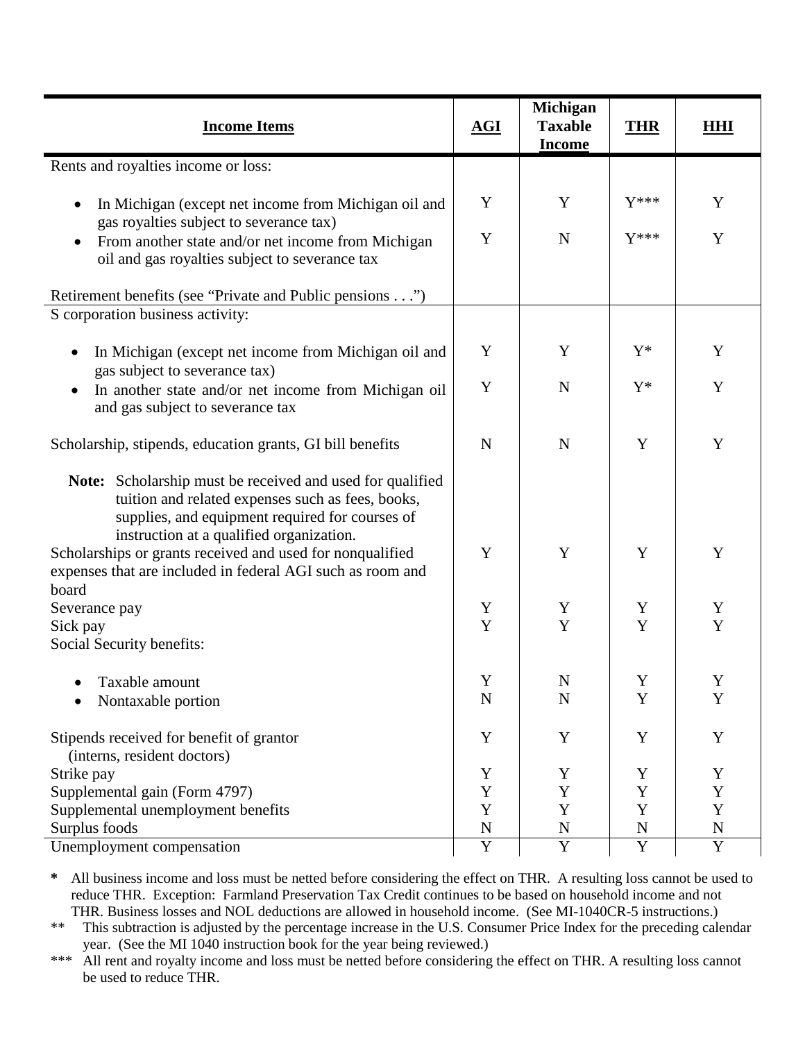| Income Items | AGI | Michigan Taxable Income | THR | HHI |
|---|---|---|---|---|
| Rents and royalties income or loss: | | | | |
| • In Michigan (except net income from Michigan oil and gas royalties subject to severance tax) | Y | Y | Y*** | Y |
| • From another state and/or net income from Michigan oil and gas royalties subject to severance tax | Y | N | Y*** | Y |
| Retirement benefits (see "Private and Public pensions . . .") | | | | |
| S corporation business activity: | | | | |
| • In Michigan (except net income from Michigan oil and gas subject to severance tax) | Y | Y | Y* | Y |
| • In another state and/or net income from Michigan oil and gas subject to severance tax | Y | N | Y* | Y |
| Scholarship, stipends, education grants, GI bill benefits | N | N | Y | Y |
| **Note:** Scholarship must be received and used for qualified tuition and related expenses such as fees, books, supplies, and equipment required for courses of instruction at a qualified organization. | | | | |
| Scholarships or grants received and used for nonqualified expenses that are included in federal AGI such as room and board | Y | Y | Y | Y |
| Severance pay | Y | Y | Y | Y |
| Sick pay | Y | Y | Y | Y |
| Social Security benefits: | | | | |
| • Taxable amount | Y | N | Y | Y |
| • Nontaxable portion | N | N | Y | Y |
| Stipends received for benefit of grantor (interns, resident doctors) | Y | Y | Y | Y |
| Strike pay | Y | Y | Y | Y |
| Supplemental gain (Form 4797) | Y | Y | Y | Y |
| Supplemental unemployment benefits | Y | Y | Y | Y |
| Surplus foods | N | N | N | N |
| Unemployment compensation | Y | Y | Y | Y |

\* All business income and loss must be netted before considering the effect on THR. A resulting loss cannot be used to reduce THR. Exception: Farmland Preservation Tax Credit continues to be based on household income and not THR. Business losses and NOL deductions are allowed in household income. (See MI-1040CR-5 instructions.)

\** This subtraction is adjusted by the percentage increase in the U.S. Consumer Price Index for the preceding calendar year. (See the MI 1040 instruction book for the year being reviewed.)

\*** All rent and royalty income and loss must be netted before considering the effect on THR. A resulting loss cannot be used to reduce THR.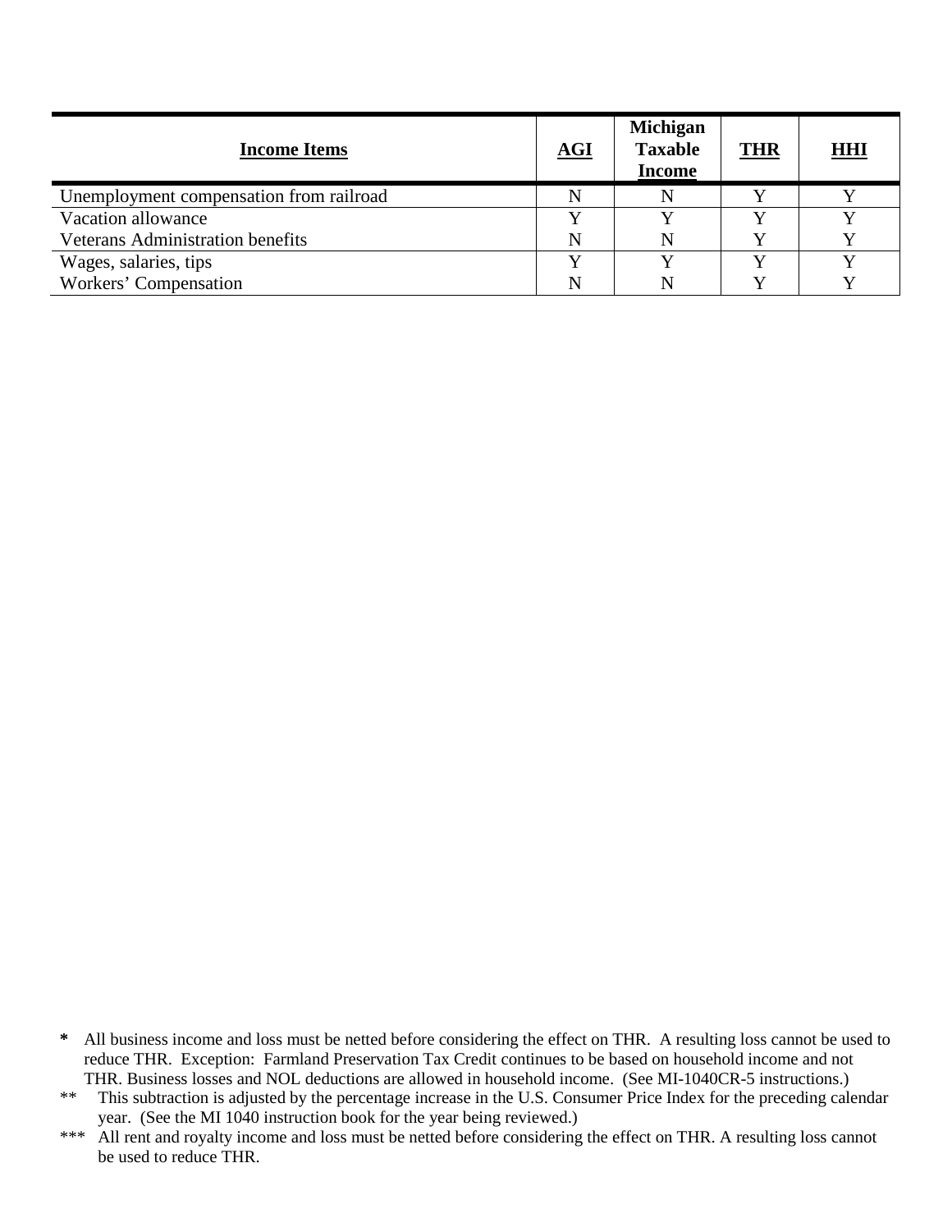| Income Items | AGI | Michigan Taxable Income | THR | HHI |
|---|---|---|---|---|
| Unemployment compensation from railroad | N | N | Y | Y |
| Vacation allowance | Y | Y | Y | Y |
| Veterans Administration benefits | N | N | Y | Y |
| Wages, salaries, tips | Y | Y | Y | Y |
| Workers' Compensation | N | N | Y | Y |

**\*** All business income and loss must be netted before considering the effect on THR. A resulting loss cannot be used to reduce THR. Exception: Farmland Preservation Tax Credit continues to be based on household income and not THR. Business losses and NOL deductions are allowed in household income. (See MI-1040CR-5 instructions.)

\*\* This subtraction is adjusted by the percentage increase in the U.S. Consumer Price Index for the preceding calendar year. (See the MI 1040 instruction book for the year being reviewed.)

\*\*\* All rent and royalty income and loss must be netted before considering the effect on THR. A resulting loss cannot be used to reduce THR.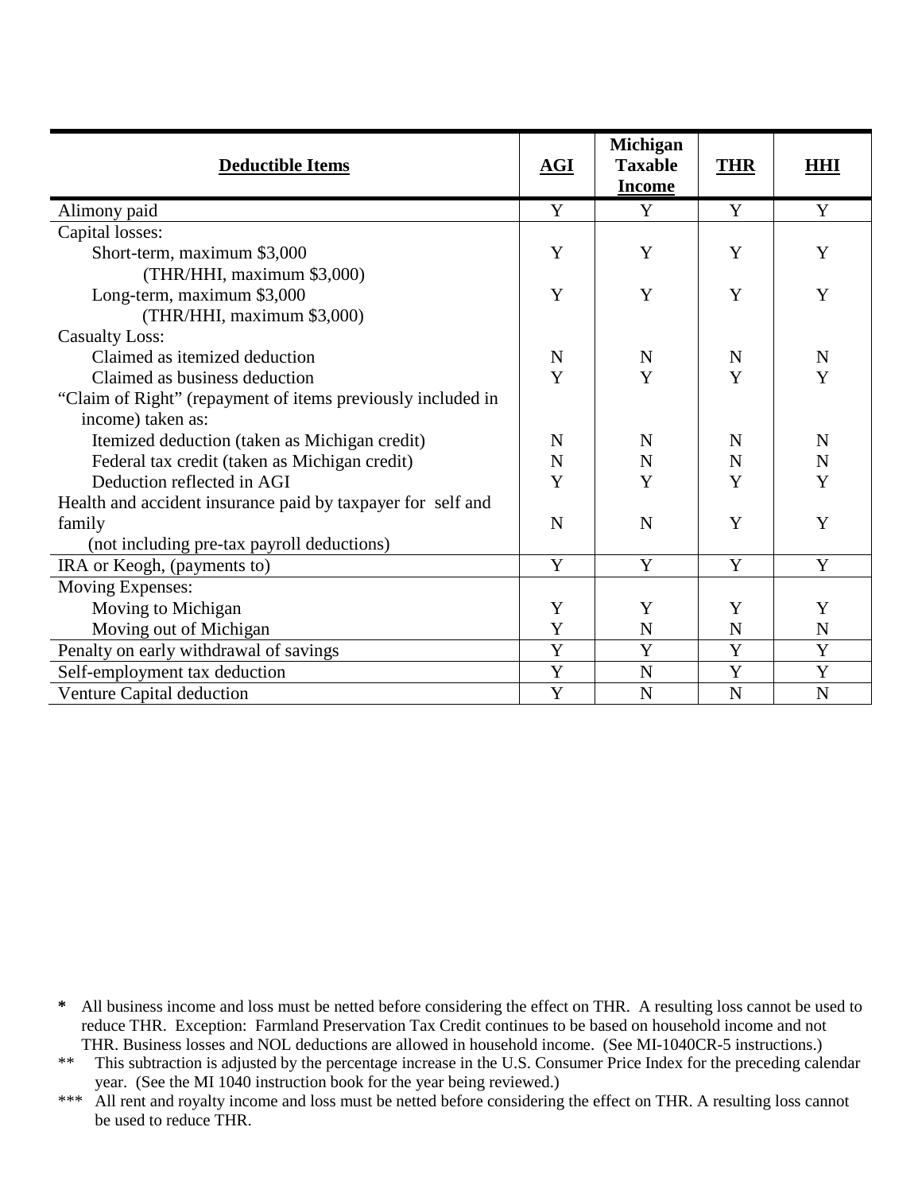| Deductible Items | AGI | Michigan Taxable Income | THR | HHI |
|---|---|---|---|---|
| Alimony paid | Y | Y | Y | Y |
| Capital losses: | | | | |
| Short-term, maximum $3,000 (THR/HHI, maximum $3,000) | Y | Y | Y | Y |
| Long-term, maximum $3,000 (THR/HHI, maximum $3,000) | Y | Y | Y | Y |
| Casualty Loss: | | | | |
| Claimed as itemized deduction | N | N | N | N |
| Claimed as business deduction | Y | Y | Y | Y |
| "Claim of Right" (repayment of items previously included in income) taken as: | | | | |
| Itemized deduction (taken as Michigan credit) | N | N | N | N |
| Federal tax credit (taken as Michigan credit) | N | N | N | N |
| Deduction reflected in AGI | Y | Y | Y | Y |
| Health and accident insurance paid by taxpayer for self and family (not including pre-tax payroll deductions) | N | N | Y | Y |
| IRA or Keogh, (payments to) | Y | Y | Y | Y |
| Moving Expenses: | | | | |
| Moving to Michigan | Y | Y | Y | Y |
| Moving out of Michigan | Y | N | N | N |
| Penalty on early withdrawal of savings | Y | Y | Y | Y |
| Self-employment tax deduction | Y | N | Y | Y |
| Venture Capital deduction | Y | N | N | N |

\* All business income and loss must be netted before considering the effect on THR. A resulting loss cannot be used to reduce THR. Exception: Farmland Preservation Tax Credit continues to be based on household income and not THR. Business losses and NOL deductions are allowed in household income. (See MI-1040CR-5 instructions.)

\*\* This subtraction is adjusted by the percentage increase in the U.S. Consumer Price Index for the preceding calendar year. (See the MI 1040 instruction book for the year being reviewed.)

\*\*\* All rent and royalty income and loss must be netted before considering the effect on THR. A resulting loss cannot be used to reduce THR.